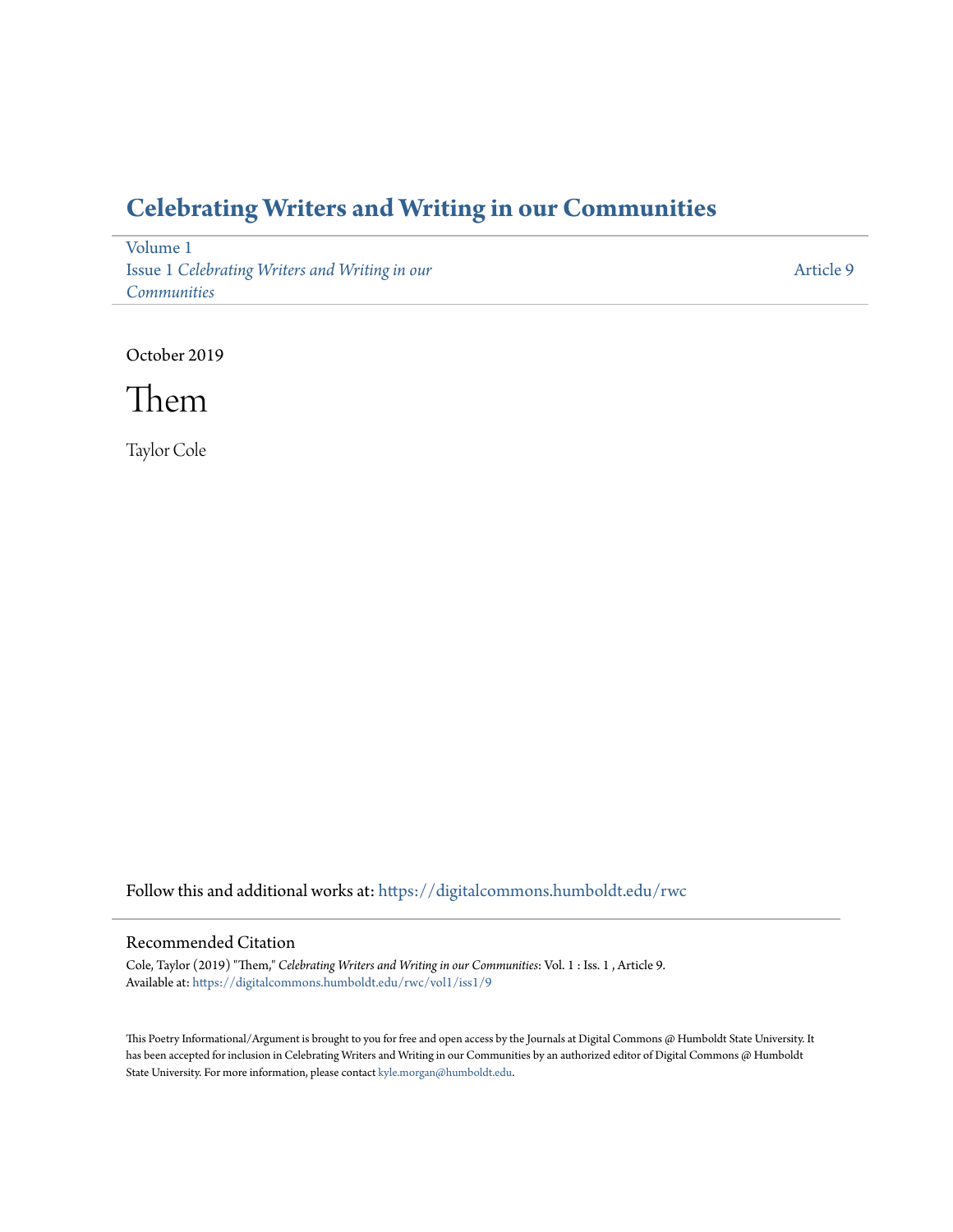# Celebrating Writers and Writing in our Communities

Volume 1
Issue 1 *Celebrating Writers and Writing in our Communities*

Article 9

October 2019

# Them

Taylor Cole

Follow this and additional works at: https://digitalcommons.humboldt.edu/rwc

## Recommended Citation

Cole, Taylor (2019) "Them," *Celebrating Writers and Writing in our Communities*: Vol. 1 : Iss. 1 , Article 9.
Available at: https://digitalcommons.humboldt.edu/rwc/vol1/iss1/9

This Poetry Informational/Argument is brought to you for free and open access by the Journals at Digital Commons @ Humboldt State University. It has been accepted for inclusion in Celebrating Writers and Writing in our Communities by an authorized editor of Digital Commons @ Humboldt State University. For more information, please contact kyle.morgan@humboldt.edu.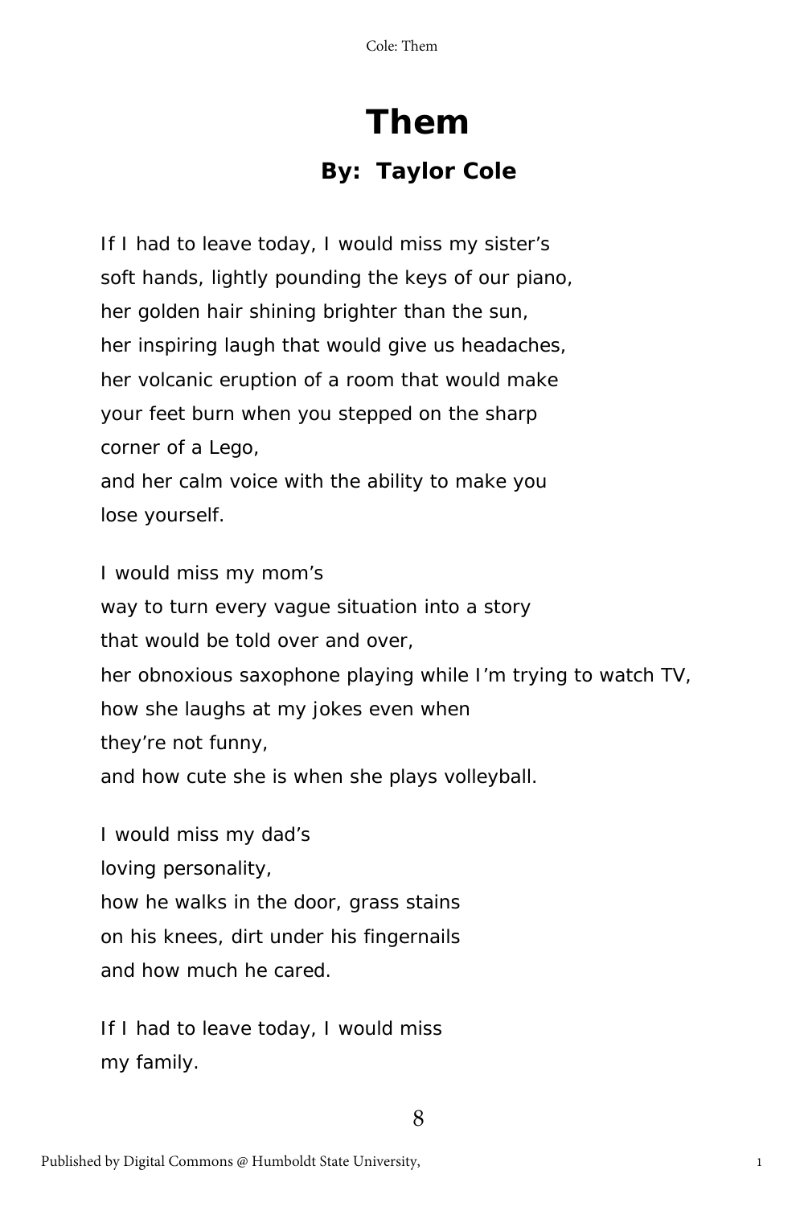# Them

### By: Taylor Cole

If I had to leave today, I would miss my sister's
soft hands, lightly pounding the keys of our piano,
her golden hair shining brighter than the sun,
her inspiring laugh that would give us headaches,
her volcanic eruption of a room that would make
your feet burn when you stepped on the sharp
corner of a Lego,
and her calm voice with the ability to make you
lose yourself.

I would miss my mom's
way to turn every vague situation into a story
that would be told over and over,
her obnoxious saxophone playing while I'm trying to watch TV,
how she laughs at my jokes even when
they're not funny,
and how cute she is when she plays volleyball.

I would miss my dad's
loving personality,
how he walks in the door, grass stains
on his knees, dirt under his fingernails
and how much he cared.

If I had to leave today, I would miss
my family.